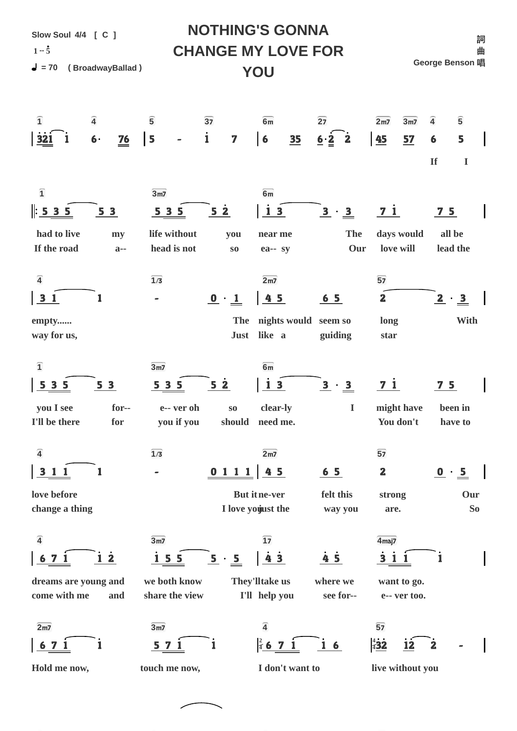# NOTHING'S GONNA CHANGE MY LOVE FOR YOU

Slow Soul 4/4 [ C ]

1 -- 5

♩ = 70 ( BroadwayBallad )

詞

曲

George Benson 唱

| 1 | 4 | 5 | 3/7 | 6m | 2/7 | 2m7 | 3m7 | 4 | 5 |
|---|---|---|---|---|---|---|---|---|---|
| 321 1 | 6· 76 | 5 - | 1 7 | 6 35 | 6·2 2 | 45 | 57 | 6 | 5 |
| | | | | | | | | If | I |

| 1 | | 3m7 | | 6m | | | |
|---|---|---|---|---|---|---|---|
| 5 3 5 | 5 3 | 5 3 5 | 5 2 | 1 3 | 3 · 3 | 7 1 | 7 5 |
| had to live | my | life without | you | near me | The | days would | all be |
| If the road | a-- | head is not | so | ea-- sy | Our | love will | lead the |

| 4 | | 1/3 | | 2m7 | | 5/7 | |
|---|---|---|---|---|---|---|---|
| 3 1 | 1 | - | 0 · 1 | 4 5 | 6 5 | 2 | 2 · 3 |
| empty...... | | | The | nights would | seem so | long | With |
| way for us, | | | Just | like a | guiding | star | |

| 1 | | 3m7 | | 6m | | | |
|---|---|---|---|---|---|---|---|
| 5 3 5 | 5 3 | 5 3 5 | 5 2 | 1 3 | 3 · 3 | 7 1 | 7 5 |
| you I see | for-- | e-- ver oh | so | clear-ly | I | might have | been in |
| I'll be there | for | you if you | should | need me. | | You don't | have to |

| 4 | | 1/3 | | 2m7 | | 5/7 | |
|---|---|---|---|---|---|---|---|
| 3 1 1 | 1 | - | 0 1 1 1 | 4 5 | 6 5 | 2 | 0 · 5 |
| love before | | | But it | ne-ver | felt this | strong | Our |
| change a thing | | | I love you | just the | way you | are. | So |

| 4 | | 3m7 | | 1/7 | | 4maj7 | |
|---|---|---|---|---|---|---|---|
| 6 7 1 | 1 2 | 1 5 5 | 5 · 5 | 4 3 | 4 5 | 3 1 1 | 1 |
| dreams are young and | | we both know | They'll | take us | where we | want to go. | |
| come with me | and | share the view | I'll | help you | see for-- | e-- ver too. | |

| 2m7 | | 3m7 | | 4 | | 5/7 | | |
|---|---|---|---|---|---|---|---|---|
| 6 7 1 | 1 | 5 7 1 | 1 | 2/4 6 7 1 | 1 6 | 4/4 32 | 12 | 2 - |
| Hold me now, | | touch me now, | | I don't want to | | live without you | | |